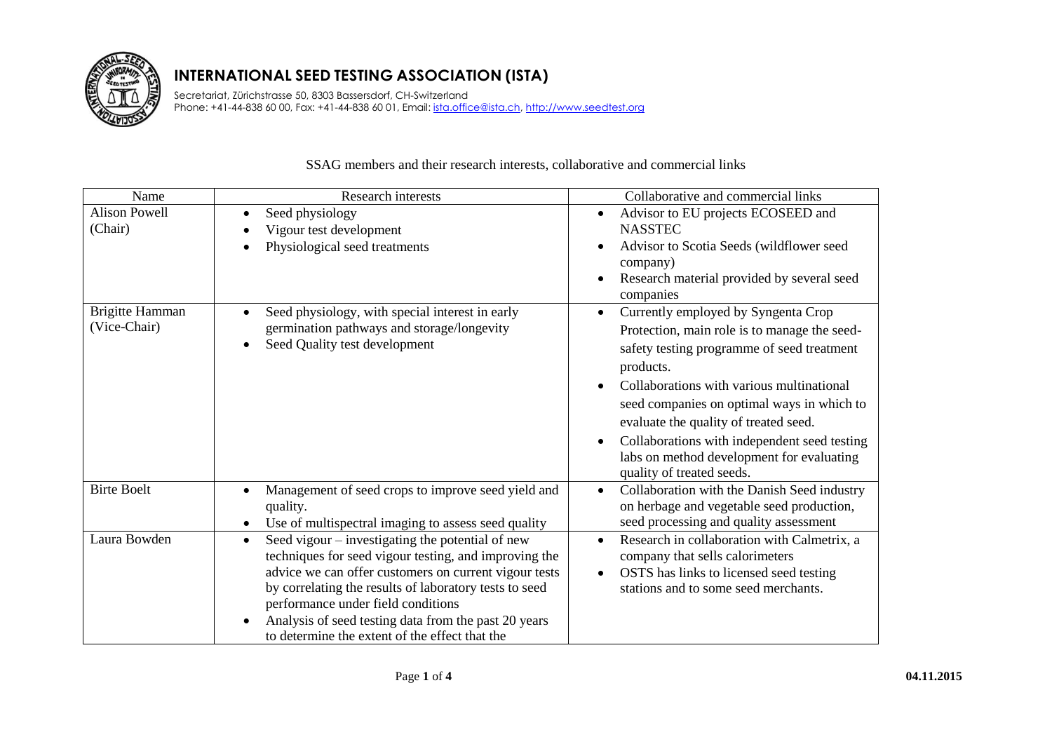# INTERNATIONAL SEED TESTING ASSOCIATION (ISTA)

Secretariat, Zürichstrasse 50, 8303 Bassersdorf, CH-Switzerland
Phone: +41-44-838 60 00, Fax: +41-44-838 60 01, Email: ista.office@ista.ch, http://www.seedtest.org

SSAG members and their research interests, collaborative and commercial links

| Name | Research interests | Collaborative and commercial links |
|---|---|---|
| Alison Powell (Chair) | • Seed physiology<br>• Vigour test development<br>• Physiological seed treatments | • Advisor to EU projects ECOSEED and NASSTEC<br>• Advisor to Scotia Seeds (wildflower seed company)<br>• Research material provided by several seed companies |
| Brigitte Hamman (Vice-Chair) | • Seed physiology, with special interest in early germination pathways and storage/longevity<br>• Seed Quality test development | • Currently employed by Syngenta Crop Protection, main role is to manage the seed-safety testing programme of seed treatment products.<br>• Collaborations with various multinational seed companies on optimal ways in which to evaluate the quality of treated seed.<br>• Collaborations with independent seed testing labs on method development for evaluating quality of treated seeds. |
| Birte Boelt | • Management of seed crops to improve seed yield and quality.<br>• Use of multispectral imaging to assess seed quality | • Collaboration with the Danish Seed industry on herbage and vegetable seed production, seed processing and quality assessment |
| Laura Bowden | • Seed vigour – investigating the potential of new techniques for seed vigour testing, and improving the advice we can offer customers on current vigour tests by correlating the results of laboratory tests to seed performance under field conditions<br>• Analysis of seed testing data from the past 20 years to determine the extent of the effect that the | • Research in collaboration with Calmetrix, a company that sells calorimeters<br>• OSTS has links to licensed seed testing stations and to some seed merchants. |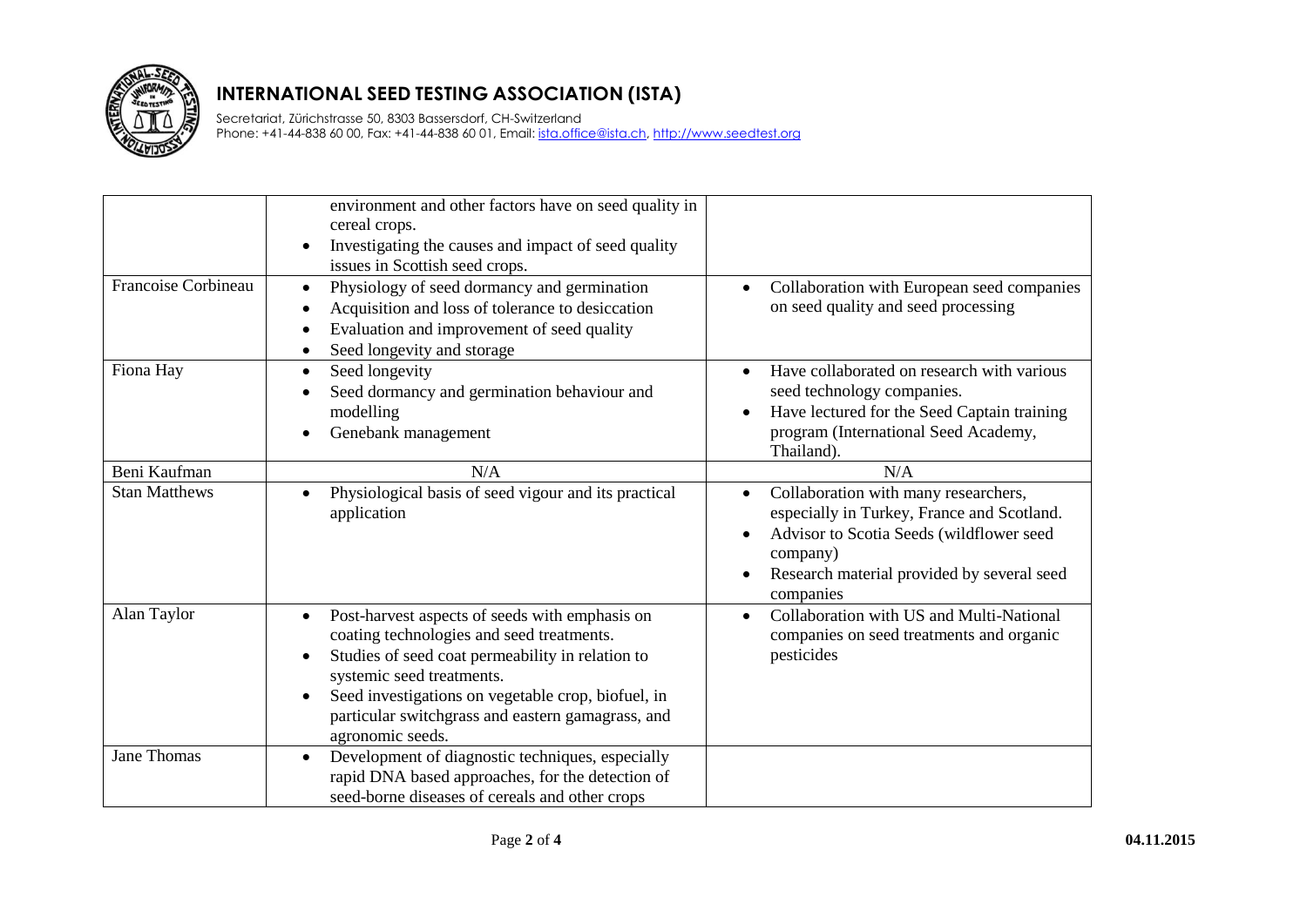| | | |
|---|---|---|
| | environment and other factors have on seed quality in cereal crops.<br>• Investigating the causes and impact of seed quality issues in Scottish seed crops. | |
| Francoise Corbineau | • Physiology of seed dormancy and germination<br>• Acquisition and loss of tolerance to desiccation<br>• Evaluation and improvement of seed quality<br>• Seed longevity and storage | • Collaboration with European seed companies on seed quality and seed processing |
| Fiona Hay | • Seed longevity<br>• Seed dormancy and germination behaviour and modelling<br>• Genebank management | • Have collaborated on research with various seed technology companies.<br>• Have lectured for the Seed Captain training program (International Seed Academy, Thailand). |
| Beni Kaufman | N/A | N/A |
| Stan Matthews | • Physiological basis of seed vigour and its practical application | • Collaboration with many researchers, especially in Turkey, France and Scotland.<br>• Advisor to Scotia Seeds (wildflower seed company)<br>• Research material provided by several seed companies |
| Alan Taylor | • Post-harvest aspects of seeds with emphasis on coating technologies and seed treatments.<br>• Studies of seed coat permeability in relation to systemic seed treatments.<br>• Seed investigations on vegetable crop, biofuel, in particular switchgrass and eastern gamagrass, and agronomic seeds. | • Collaboration with US and Multi-National companies on seed treatments and organic pesticides |
| Jane Thomas | • Development of diagnostic techniques, especially rapid DNA based approaches, for the detection of seed-borne diseases of cereals and other crops | |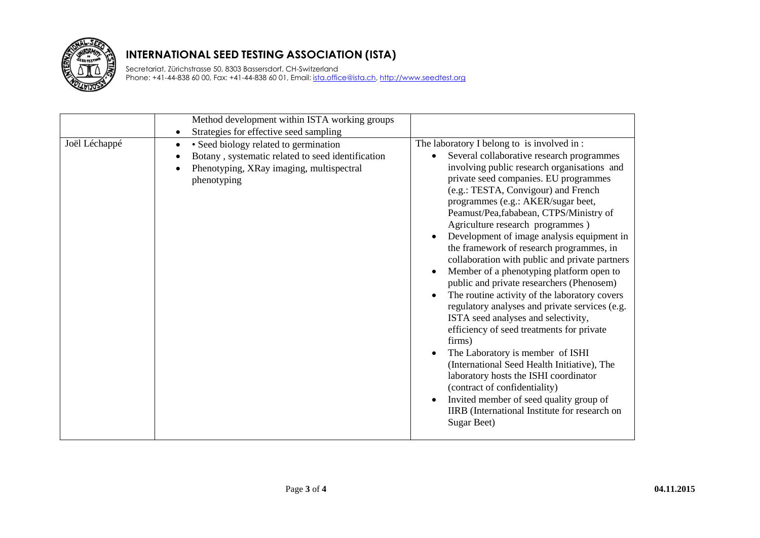# INTERNATIONAL SEED TESTING ASSOCIATION (ISTA)

Secretariat, Zürichstrasse 50, 8303 Bassersdorf, CH-Switzerland
Phone: +41-44-838 60 00, Fax: +41-44-838 60 01, Email: ista.office@ista.ch, http://www.seedtest.org

| | | |
|---|---|---|
| | Method development within ISTA working groups<br>• Strategies for effective seed sampling | |
| Joël Léchappé | • • Seed biology related to germination<br>• Botany , systematic related to seed identification<br>• Phenotyping, XRay imaging, multispectral phenotyping | The laboratory I belong to is involved in :<br>• Several collaborative research programmes involving public research organisations and private seed companies. EU programmes (e.g.: TESTA, Convigour) and French programmes (e.g.: AKER/sugar beet, Peamust/Pea,fababean, CTPS/Ministry of Agriculture research programmes )<br>• Development of image analysis equipment in the framework of research programmes, in collaboration with public and private partners<br>• Member of a phenotyping platform open to public and private researchers (Phenosem)<br>• The routine activity of the laboratory covers regulatory analyses and private services (e.g. ISTA seed analyses and selectivity, efficiency of seed treatments for private firms)<br>• The Laboratory is member of ISHI (International Seed Health Initiative), The laboratory hosts the ISHI coordinator (contract of confidentiality)<br>• Invited member of seed quality group of IIRB (International Institute for research on Sugar Beet) |

04.11.2015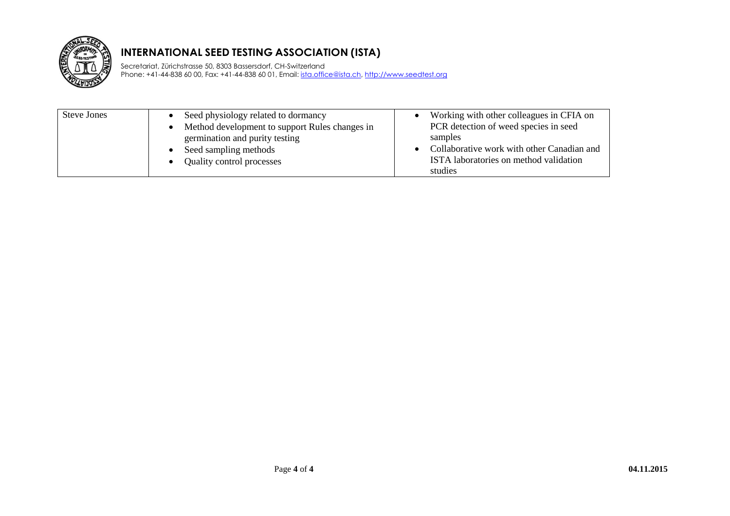| | | |
|---|---|---|
| Steve Jones | • Seed physiology related to dormancy<br>• Method development to support Rules changes in germination and purity testing<br>• Seed sampling methods<br>• Quality control processes | • Working with other colleagues in CFIA on PCR detection of weed species in seed samples<br>• Collaborative work with other Canadian and ISTA laboratories on method validation studies |